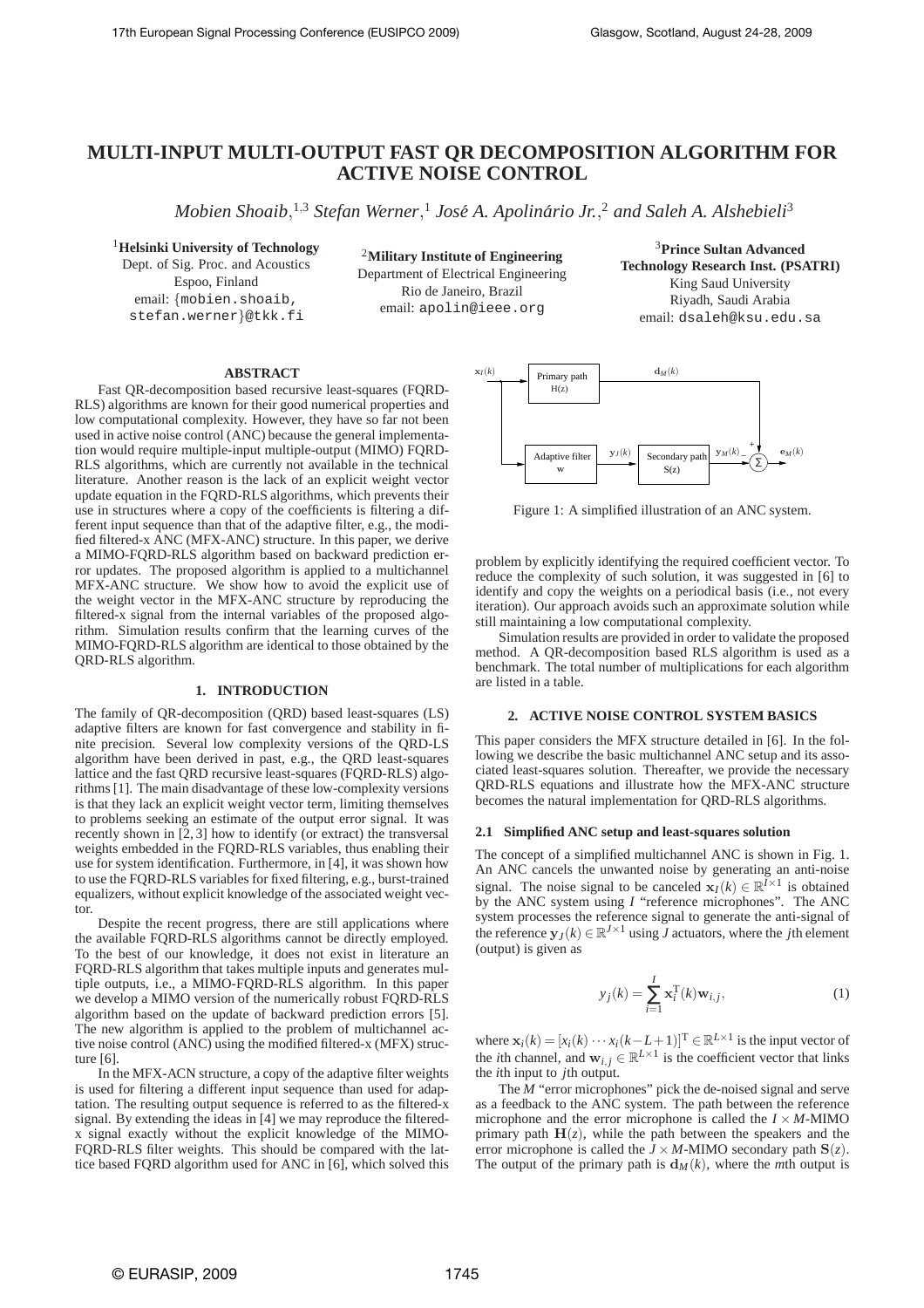# MULTI-INPUT MULTI-OUTPUT FAST QR DECOMPOSITION ALGORITHM FOR ACTIVE NOISE CONTROL

*Mobien Shoaib*,[1,3] *Stefan Werner*,[1] *José A. Apolinário Jr.*,[2] *and Saleh A. Alshebeili*[3]

[1]**Helsinki University of Technology**
Dept. of Sig. Proc. and Acoustics
Espoo, Finland
email: {mobien.shoaib, stefan.werner}@tkk.fi

[2]**Military Institute of Engineering**
Department of Electrical Engineering
Rio de Janeiro, Brazil
email: apolin@ieee.org

[3]**Prince Sultan Advanced Technology Research Inst. (PSATRI)**
King Saud University
Riyadh, Saudi Arabia
email: dsaleh@ksu.edu.sa

## ABSTRACT

Fast QR-decomposition based recursive least-squares (FQRD-RLS) algorithms are known for their good numerical properties and low computational complexity. However, they have so far not been used in active noise control (ANC) because the general implementation would require multiple-input multiple-output (MIMO) FQRD-RLS algorithms, which are currently not available in the technical literature. Another reason is the lack of an explicit weight vector update equation in the FQRD-RLS algorithms, which prevents their use in structures where a copy of the coefficients is filtering a different input sequence than that of the adaptive filter, e.g., the modified filtered-x ANC (MFX-ANC) structure. In this paper, we derive a MIMO-FQRD-RLS algorithm based on backward prediction error updates. The proposed algorithm is applied to a multichannel MFX-ANC structure. We show how to avoid the explicit use of the weight vector in the MFX-ANC structure by reproducing the filtered-x signal from the internal variables of the proposed algorithm. Simulation results confirm that the learning curves of the MIMO-FQRD-RLS algorithm are identical to those obtained by the QRD-RLS algorithm.

## 1. INTRODUCTION

The family of QR-decomposition (QRD) based least-squares (LS) adaptive filters are known for fast convergence and stability in finite precision. Several low complexity versions of the QRD-LS algorithm have been derived in past, e.g., the QRD least-squares lattice and the fast QRD recursive least-squares (FQRD-RLS) algorithms [1]. The main disadvantage of these low-complexity versions is that they lack an explicit weight vector term, limiting themselves to problems seeking an estimate of the output error signal. It was recently shown in [2, 3] how to identify (or extract) the transversal weights embedded in the FQRD-RLS variables, thus enabling their use for system identification. Furthermore, in [4], it was shown how to use the FQRD-RLS variables for fixed filtering, e.g., burst-trained equalizers, without explicit knowledge of the associated weight vector.

Despite the recent progress, there are still applications where the available FQRD-RLS algorithms cannot be directly employed. To the best of our knowledge, it does not exist in literature an FQRD-RLS algorithm that takes multiple inputs and generates multiple outputs, i.e., a MIMO-FQRD-RLS algorithm. In this paper we develop a MIMO version of the numerically robust FQRD-RLS algorithm based on the update of backward prediction errors [5]. The new algorithm is applied to the problem of multichannel active noise control (ANC) using the modified filtered-x (MFX) structure [6].

In the MFX-ACN structure, a copy of the adaptive filter weights is used for filtering a different input sequence than used for adaptation. The resulting output sequence is referred to as the filtered-x signal. By extending the ideas in [4] we may reproduce the filtered-x signal exactly without the explicit knowledge of the MIMO-FQRD-RLS filter weights. This should be compared with the lattice based FQRD algorithm used for ANC in [6], which solved this problem by explicitly identifying the required coefficient vector. To reduce the complexity of such solution, it was suggested in [6] to identify and copy the weights on a periodical basis (i.e., not every iteration). Our approach avoids such an approximate solution while still maintaining a low computational complexity.

Simulation results are provided in order to validate the proposed method. A QR-decomposition based RLS algorithm is used as a benchmark. The total number of multiplications for each algorithm are listed in a table.

Figure 1: A simplified illustration of an ANC system.

## 2. ACTIVE NOISE CONTROL SYSTEM BASICS

This paper considers the MFX structure detailed in [6]. In the following we describe the basic multichannel ANC setup and its associated least-squares solution. Thereafter, we provide the necessary QRD-RLS equations and illustrate how the MFX-ANC structure becomes the natural implementation for QRD-RLS algorithms.

### 2.1 Simplified ANC setup and least-squares solution

The concept of a simplified multichannel ANC is shown in Fig. 1. An ANC cancels the unwanted noise by generating an anti-noise signal. The noise signal to be canceled $\mathbf{x}_I(k) \in \mathbb{R}^{I\times 1}$ is obtained by the ANC system using $I$ "reference microphones". The ANC system processes the reference signal to generate the anti-signal of the reference $\mathbf{y}_J(k) \in \mathbb{R}^{J\times 1}$ using $J$ actuators, where the $j$th element (output) is given as

$$y_j(k) = \sum_{i=1}^{I} \mathbf{x}_i^{\mathrm{T}}(k)\mathbf{w}_{i,j}, \tag{1}$$

where $\mathbf{x}_i(k) = [x_i(k) \cdots x_i(k-L+1)]^{\mathrm{T}} \in \mathbb{R}^{L\times 1}$ is the input vector of the $i$th channel, and $\mathbf{w}_{i,j} \in \mathbb{R}^{L\times 1}$ is the coefficient vector that links the $i$th input to $j$th output.

The $M$ "error microphones" pick the de-noised signal and serve as a feedback to the ANC system. The path between the reference microphone and the error microphone is called the $I\times M$-MIMO primary path $\mathbf{H}(z)$, while the path between the speakers and the error microphone is called the $J\times M$-MIMO secondary path $\mathbf{S}(z)$. The output of the primary path is $\mathbf{d}_M(k)$, where the $m$th output is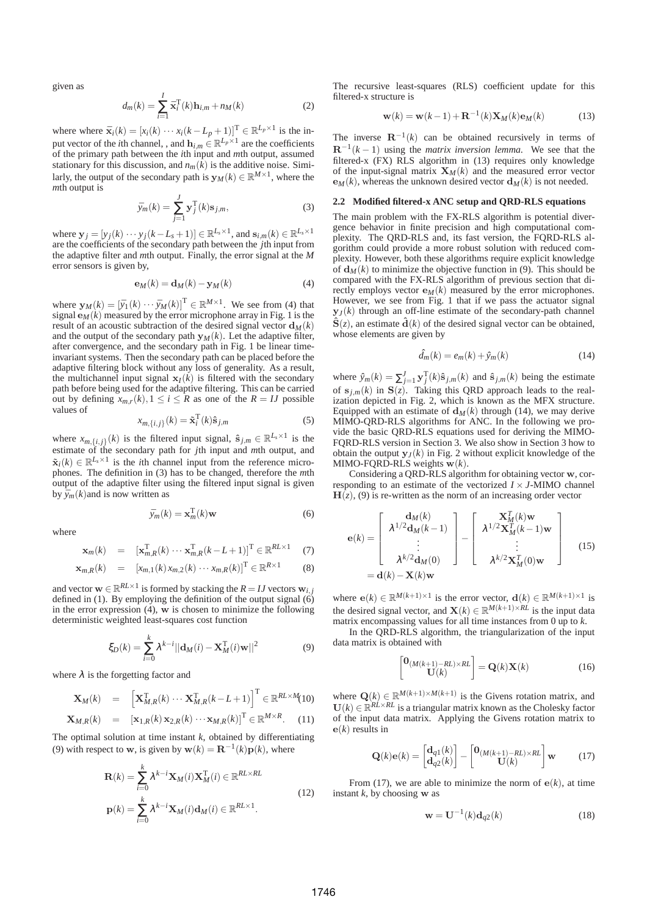given as

$$d_m(k) = \sum_{i=1}^{I} \bar{\mathbf{x}}_i^{\mathrm{T}}(k)\mathbf{h}_{i,m} + n_M(k) \tag{2}$$

where where $\bar{\mathbf{x}}_i(k) = [x_i(k) \cdots x_i(k-L_p+1)]^{\mathrm{T}} \in \mathbb{R}^{L_p \times 1}$ is the input vector of the *i*th channel, , and $\mathbf{h}_{i,m} \in \mathbb{R}^{L_p \times 1}$ are the coefficients of the primary path between the *i*th input and *m*th output, assumed stationary for this discussion, and $n_m(k)$ is the additive noise. Similarly, the output of the secondary path is $\mathbf{y}_M(k) \in \mathbb{R}^{M \times 1}$, where the *m*th output is

$$\bar{y}_m(k) = \sum_{j=1}^{J} \mathbf{y}_j^{\mathrm{T}}(k)\mathbf{s}_{j,m}, \tag{3}$$

where $\mathbf{y}_j = [y_j(k) \cdots y_j(k-L_s+1)] \in \mathbb{R}^{L_s \times 1}$, and $\mathbf{s}_{i,m}(k) \in \mathbb{R}^{L_s \times 1}$ are the coefficients of the secondary path between the *j*th input from the adaptive filter and *m*th output. Finally, the error signal at the *M* error sensors is given by,

$$\mathbf{e}_M(k) = \mathbf{d}_M(k) - \mathbf{y}_M(k) \tag{4}$$

where $\mathbf{y}_M(k) = [\bar{y}_1(k) \cdots \bar{y}_M(k)]^{\mathrm{T}} \in \mathbb{R}^{M \times 1}$. We see from (4) that signal $\mathbf{e}_M(k)$ measured by the error microphone array in Fig. 1 is the result of an acoustic subtraction of the desired signal vector $\mathbf{d}_M(k)$ and the output of the secondary path $\mathbf{y}_M(k)$. Let the adaptive filter, after convergence, and the secondary path in Fig. 1 be linear time-invariant systems. Then the secondary path can be placed before the adaptive filtering block without any loss of generality. As a result, the multichannel input signal $\mathbf{x}_I(k)$ is filtered with the secondary path before being used for the adaptive filtering. This can be carried out by defining $x_{m,r}(k), 1 \leq i \leq R$ as one of the $R = IJ$ possible values of

$$x_{m,\{i,j\}}(k) = \tilde{\mathbf{x}}_i^{\mathrm{T}}(k)\hat{\mathbf{s}}_{j,m} \tag{5}$$

where $x_{m,\{i,j\}}(k)$ is the filtered input signal, $\hat{\mathbf{s}}_{j,m} \in \mathbb{R}^{L_s \times 1}$ is the estimate of the secondary path for *j*th input and *m*th output, and $\tilde{\mathbf{x}}_i(k) \in \mathbb{R}^{L_s \times 1}$ is the *i*th channel input from the reference microphones. The definition in (3) has to be changed, therefore the *m*th output of the adaptive filter using the filtered input signal is given by $\bar{y}_m(k)$and is now written as

$$\bar{y}_m(k) = \mathbf{x}_m^{\mathrm{T}}(k)\mathbf{w} \tag{6}$$

where

$$\mathbf{x}_m(k) = [\mathbf{x}_{m,R}^{\mathrm{T}}(k) \cdots \mathbf{x}_{m,R}^{\mathrm{T}}(k-L+1)]^{\mathrm{T}} \in \mathbb{R}^{RL \times 1} \tag{7}$$

$$\mathbf{x}_{m,R}(k) = [x_{m,1}(k)\, x_{m,2}(k) \cdots x_{m,R}(k)]^{\mathrm{T}} \in \mathbb{R}^{R \times 1} \tag{8}$$

and vector $\mathbf{w} \in \mathbb{R}^{RL \times 1}$ is formed by stacking the $R = IJ$ vectors $\mathbf{w}_{i,j}$ defined in (1). By employing the definition of the output signal (6) in the error expression (4), $\mathbf{w}$ is chosen to minimize the following deterministic weighted least-squares cost function

$$\xi_D(k) = \sum_{i=0}^{k} \lambda^{k-i} ||\mathbf{d}_M(i) - \mathbf{X}_M^{\mathrm{T}}(i)\mathbf{w}||^2 \tag{9}$$

where $\lambda$ is the forgetting factor and

$$\mathbf{X}_M(k) = \left[\mathbf{X}_{M,R}^{\mathrm{T}}(k) \cdots \mathbf{X}_{M,R}^{\mathrm{T}}(k-L+1)\right]^{\mathrm{T}} \in \mathbb{R}^{RL \times M} \tag{10}$$

$$\mathbf{X}_{M,R}(k) = [\mathbf{x}_{1,R}(k)\, \mathbf{x}_{2,R}(k) \cdots \mathbf{x}_{M,R}(k)]^{\mathrm{T}} \in \mathbb{R}^{M \times R}. \tag{11}$$

The optimal solution at time instant *k*, obtained by differentiating (9) with respect to $\mathbf{w}$, is given by $\mathbf{w}(k) = \mathbf{R}^{-1}(k)\mathbf{p}(k)$, where

$$\begin{aligned}
\mathbf{R}(k) &= \sum_{i=0}^{k} \lambda^{k-i}\mathbf{X}_M(i)\mathbf{X}_M^{\mathrm{T}}(i) \in \mathbb{R}^{RL \times RL} \\
\mathbf{p}(k) &= \sum_{i=0}^{k} \lambda^{k-i}\mathbf{X}_M(i)\mathbf{d}_M(i) \in \mathbb{R}^{RL \times 1}.
\end{aligned} \tag{12}$$

The recursive least-squares (RLS) coefficient update for this filtered-x structure is

$$\mathbf{w}(k) = \mathbf{w}(k-1) + \mathbf{R}^{-1}(k)\mathbf{X}_M(k)\mathbf{e}_M(k) \tag{13}$$

The inverse $\mathbf{R}^{-1}(k)$ can be obtained recursively in terms of $\mathbf{R}^{-1}(k-1)$ using the *matrix inversion lemma*. We see that the filtered-x (FX) RLS algorithm in (13) requires only knowledge of the input-signal matrix $\mathbf{X}_M(k)$ and the measured error vector $\mathbf{e}_M(k)$, whereas the unknown desired vector $\mathbf{d}_M(k)$ is not needed.

### 2.2 Modified filtered-x ANC setup and QRD-RLS equations

The main problem with the FX-RLS algorithm is potential divergence behavior in finite precision and high computational complexity. The QRD-RLS and, its fast version, the FQRD-RLS algorithm could provide a more robust solution with reduced complexity. However, both these algorithms require explicit knowledge of $\mathbf{d}_M(k)$ to minimize the objective function in (9). This should be compared with the FX-RLS algorithm of previous section that directly employs vector $\mathbf{e}_M(k)$ measured by the error microphones. However, we see from Fig. 1 that if we pass the actuator signal $\mathbf{y}_J(k)$ through an off-line estimate of the secondary-path channel $\hat{\mathbf{S}}(z)$, an estimate $\hat{\mathbf{d}}(k)$ of the desired signal vector can be obtained, whose elements are given by

$$\hat{d}_m(k) = e_m(k) + \hat{y}_m(k) \tag{14}$$

where $\hat{y}_m(k) = \sum_{j=1}^{J} \mathbf{y}_j^{\mathrm{T}}(k)\hat{\mathbf{s}}_{j,m}(k)$ and $\hat{\mathbf{s}}_{j,m}(k)$ being the estimate of $\mathbf{s}_{j,m}(k)$ in $\mathbf{S}(z)$. Taking this QRD approach leads to the realization depicted in Fig. 2, which is known as the MFX structure. Equipped with an estimate of $\mathbf{d}_M(k)$ through (14), we may derive MIMO-QRD-RLS algorithms for ANC. In the following we provide the basic QRD-RLS equations used for deriving the MIMO-FQRD-RLS version in Section 3. We also show in Section 3 how to obtain the output $\mathbf{y}_J(k)$ in Fig. 2 without explicit knowledge of the MIMO-FQRD-RLS weights $\mathbf{w}(k)$.

Considering a QRD-RLS algorithm for obtaining vector $\mathbf{w}$, corresponding to an estimate of the vectorized $I \times J$-MIMO channel $\mathbf{H}(z)$, (9) is re-written as the norm of an increasing order vector

$$\begin{aligned}
\mathbf{e}(k) &= \begin{bmatrix} \mathbf{d}_M(k) \\ \lambda^{1/2}\mathbf{d}_M(k-1) \\ \vdots \\ \lambda^{k/2}\mathbf{d}_M(0) \end{bmatrix} - \begin{bmatrix} \mathbf{X}_M^T(k)\mathbf{w} \\ \lambda^{1/2}\mathbf{X}_M^T(k-1)\mathbf{w} \\ \vdots \\ \lambda^{k/2}\mathbf{X}_M^T(0)\mathbf{w} \end{bmatrix} \\
&= \mathbf{d}(k) - \mathbf{X}(k)\mathbf{w}
\end{aligned} \tag{15}$$

where $\mathbf{e}(k) \in \mathbb{R}^{M(k+1) \times 1}$ is the error vector, $\mathbf{d}(k) \in \mathbb{R}^{M(k+1) \times 1}$ is the desired signal vector, and $\mathbf{X}(k) \in \mathbb{R}^{M(k+1) \times RL}$ is the input data matrix encompassing values for all time instances from 0 up to *k*.

In the QRD-RLS algorithm, the triangularization of the input data matrix is obtained with

$$\begin{bmatrix} \mathbf{0}_{(M(k+1)-RL) \times RL} \\ \mathbf{U}(k) \end{bmatrix} = \mathbf{Q}(k)\mathbf{X}(k) \tag{16}$$

where $\mathbf{Q}(k) \in \mathbb{R}^{M(k+1) \times M(k+1)}$ is the Givens rotation matrix, and $\mathbf{U}(k) \in \mathbb{R}^{RL \times RL}$ is a triangular matrix known as the Cholesky factor of the input data matrix. Applying the Givens rotation matrix to $\mathbf{e}(k)$ results in

$$\mathbf{Q}(k)\mathbf{e}(k) = \begin{bmatrix} \mathbf{d}_{q1}(k) \\ \mathbf{d}_{q2}(k) \end{bmatrix} - \begin{bmatrix} \mathbf{0}_{(M(k+1)-RL) \times RL} \\ \mathbf{U}(k) \end{bmatrix}\mathbf{w} \tag{17}$$

From (17), we are able to minimize the norm of $\mathbf{e}(k)$, at time instant *k*, by choosing $\mathbf{w}$ as

$$\mathbf{w} = \mathbf{U}^{-1}(k)\mathbf{d}_{q2}(k) \tag{18}$$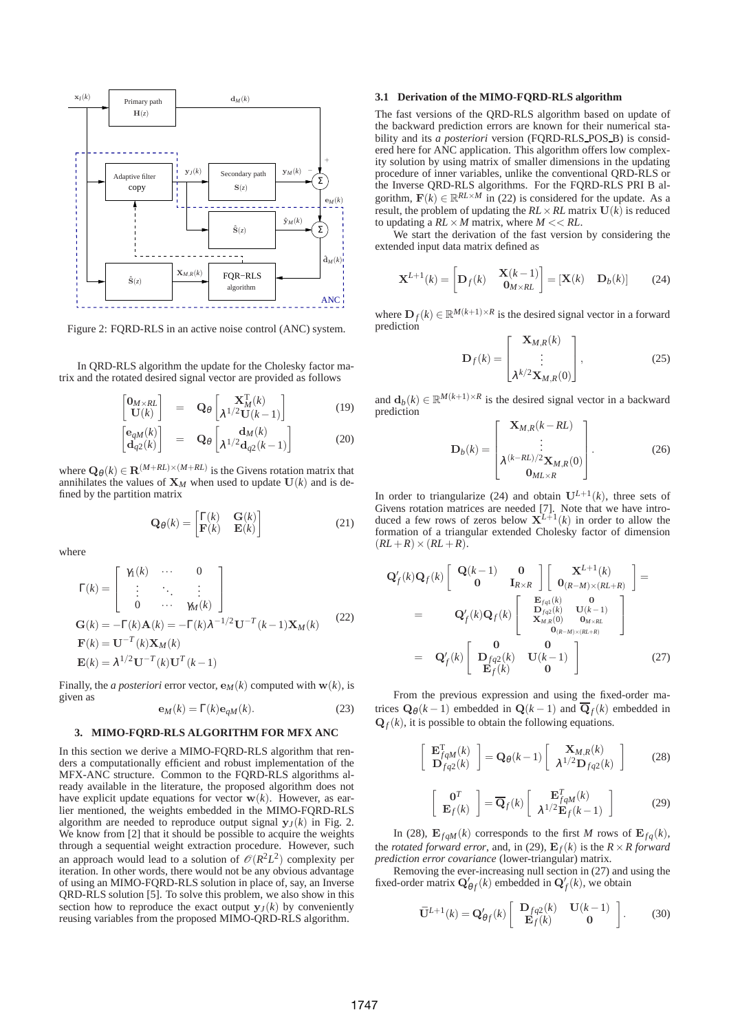Figure 2: FQRD-RLS in an active noise control (ANC) system.

In QRD-RLS algorithm the update for the Cholesky factor matrix and the rotated desired signal vector are provided as follows

$$\begin{bmatrix} \mathbf{0}_{M\times RL} \\ \mathbf{U}(k) \end{bmatrix} = \mathbf{Q}_\theta \begin{bmatrix} \mathbf{X}_M^{\mathrm{T}}(k) \\ \lambda^{1/2}\mathbf{U}(k-1) \end{bmatrix} \tag{19}$$

$$\begin{bmatrix} \mathbf{e}_{qM}(k) \\ \mathbf{d}_{q2}(k) \end{bmatrix} = \mathbf{Q}_\theta \begin{bmatrix} \mathbf{d}_M(k) \\ \lambda^{1/2}\mathbf{d}_{q2}(k-1) \end{bmatrix} \tag{20}$$

where $\mathbf{Q}_\theta(k) \in \mathbf{R}^{(M+RL)\times(M+RL)}$ is the Givens rotation matrix that annihilates the values of $\mathbf{X}_M$ when used to update $\mathbf{U}(k)$ and is defined by the partition matrix

$$\mathbf{Q}_\theta(k) = \begin{bmatrix} \Gamma(k) & \mathbf{G}(k) \\ \mathbf{F}(k) & \mathbf{E}(k) \end{bmatrix} \tag{21}$$

where

$$\begin{aligned}
\Gamma(k) &= \begin{bmatrix} \gamma_1(k) & \cdots & 0 \\ \vdots & \ddots & \vdots \\ 0 & \cdots & \gamma_M(k) \end{bmatrix} \\
\mathbf{G}(k) &= -\Gamma(k)\mathbf{A}(k) = -\Gamma(k)\lambda^{-1/2}\mathbf{U}^{-T}(k-1)\mathbf{X}_M(k) \\
\mathbf{F}(k) &= \mathbf{U}^{-T}(k)\mathbf{X}_M(k) \\
\mathbf{E}(k) &= \lambda^{1/2}\mathbf{U}^{-T}(k)\mathbf{U}^{T}(k-1)
\end{aligned} \tag{22}$$

Finally, the *a posteriori* error vector, $\mathbf{e}_M(k)$ computed with $\mathbf{w}(k)$, is given as

$$\mathbf{e}_M(k) = \Gamma(k)\mathbf{e}_{qM}(k). \tag{23}$$

## 3. MIMO-FQRD-RLS ALGORITHM FOR MFX ANC

In this section we derive a MIMO-FQRD-RLS algorithm that renders a computationally efficient and robust implementation of the MFX-ANC structure. Common to the FQRD-RLS algorithms already available in the literature, the proposed algorithm does not have explicit update equations for vector $\mathbf{w}(k)$. However, as earlier mentioned, the weights embedded in the MIMO-FQRD-RLS algorithm are needed to reproduce output signal $\mathbf{y}_J(k)$ in Fig. 2. We know from [2] that it should be possible to acquire the weights through a sequential weight extraction procedure. However, such an approach would lead to a solution of $\mathcal{O}(R^2L^2)$ complexity per iteration. In other words, there would not be any obvious advantage of using an MIMO-FQRD-RLS solution in place of, say, an Inverse QRD-RLS solution [5]. To solve this problem, we also show in this section how to reproduce the exact output $\mathbf{y}_J(k)$ by conveniently reusing variables from the proposed MIMO-QRD-RLS algorithm.

### 3.1 Derivation of the MIMO-FQRD-RLS algorithm

The fast versions of the QRD-RLS algorithm based on update of the backward prediction errors are known for their numerical stability and its *a posteriori* version (FQRD-RLS_POS_B) is considered here for ANC application. This algorithm offers low complexity solution by using matrix of smaller dimensions in the updating procedure of inner variables, unlike the conventional QRD-RLS or the Inverse QRD-RLS algorithms. For the FQRD-RLS PRI B algorithm, $\mathbf{F}(k) \in \mathbb{R}^{RL\times M}$ in (22) is considered for the update. As a result, the problem of updating the $RL\times RL$ matrix $\mathbf{U}(k)$ is reduced to updating a $RL\times M$ matrix, where $M << RL$.

We start the derivation of the fast version by considering the extended input data matrix defined as

$$\mathbf{X}^{L+1}(k) = \begin{bmatrix} \mathbf{D}_f(k) & \begin{matrix} \mathbf{X}(k-1) \\ \mathbf{0}_{M\times RL} \end{matrix} \end{bmatrix} = \begin{bmatrix} \mathbf{X}(k) & \mathbf{D}_b(k) \end{bmatrix} \tag{24}$$

where $\mathbf{D}_f(k) \in \mathbb{R}^{M(k+1)\times R}$ is the desired signal vector in a forward prediction

$$\mathbf{D}_f(k) = \begin{bmatrix} \mathbf{X}_{M,R}(k) \\ \vdots \\ \lambda^{k/2}\mathbf{X}_{M,R}(0) \end{bmatrix}, \tag{25}$$

and $\mathbf{d}_b(k) \in \mathbb{R}^{M(k+1)\times R}$ is the desired signal vector in a backward prediction

$$\mathbf{D}_b(k) = \begin{bmatrix} \mathbf{X}_{M,R}(k-RL) \\ \vdots \\ \lambda^{(k-RL)/2}\mathbf{X}_{M,R}(0) \\ \mathbf{0}_{ML\times R} \end{bmatrix}. \tag{26}$$

In order to triangularize (24) and obtain $\mathbf{U}^{L+1}(k)$, three sets of Givens rotation matrices are needed [7]. Note that we have introduced a few rows of zeros below $\mathbf{X}^{L+1}(k)$ in order to allow the formation of a triangular extended Cholesky factor of dimension $(RL+R)\times(RL+R)$.

$$\begin{aligned}
\mathbf{Q}'_f(k)\mathbf{Q}_f(k)\begin{bmatrix} \mathbf{Q}(k-1) & \mathbf{0} \\ \mathbf{0} & \mathbf{I}_{R\times R} \end{bmatrix}\begin{bmatrix} \mathbf{X}^{L+1}(k) \\ \mathbf{0}_{(R-M)\times(RL+R)} \end{bmatrix} &= \\
= \quad \mathbf{Q}'_f(k)\mathbf{Q}_f(k)\begin{bmatrix} \mathbf{E}_{fq1}(k) & \mathbf{0} \\ \mathbf{D}_{fq2}(k) & \mathbf{U}(k-1) \\ \mathbf{X}_{M,R}(0) & \mathbf{0}_{M\times RL} \\ \multicolumn{2}{c}{\mathbf{0}_{(R-M)\times(RL+R)}} \end{bmatrix} & \\
= \quad \mathbf{Q}'_f(k)\begin{bmatrix} \mathbf{0} & \mathbf{0} \\ \mathbf{D}_{fq2}(k) & \mathbf{U}(k-1) \\ \mathbf{E}_f(k) & \mathbf{0} \end{bmatrix} &
\end{aligned} \tag{27}$$

From the previous expression and using the fixed-order matrices $\mathbf{Q}_\theta(k-1)$ embedded in $\mathbf{Q}(k-1)$ and $\overline{\mathbf{Q}}_f(k)$ embedded in $\mathbf{Q}_f(k)$, it is possible to obtain the following equations.

$$\begin{bmatrix} \mathbf{E}_{fqM}^{\mathrm{T}}(k) \\ \mathbf{D}_{fq2}(k) \end{bmatrix} = \mathbf{Q}_\theta(k-1)\begin{bmatrix} \mathbf{X}_{M,R}(k) \\ \lambda^{1/2}\mathbf{D}_{fq2}(k) \end{bmatrix} \tag{28}$$

$$\begin{bmatrix} \mathbf{0}^T \\ \mathbf{E}_f(k) \end{bmatrix} = \overline{\mathbf{Q}}_f(k)\begin{bmatrix} \mathbf{E}_{fqM}^T(k) \\ \lambda^{1/2}\mathbf{E}_f(k-1) \end{bmatrix} \tag{29}$$

In (28), $\mathbf{E}_{fqM}(k)$ corresponds to the first $M$ rows of $\mathbf{E}_{fq}(k)$, the *rotated forward error*, and, in (29), $\mathbf{E}_f(k)$ is the $R\times R$ *forward prediction error covariance* (lower-triangular) matrix.

Removing the ever-increasing null section in (27) and using the fixed-order matrix $\mathbf{Q}'_{\theta f}(k)$ embedded in $\mathbf{Q}'_f(k)$, we obtain

$$\bar{\mathbf{U}}^{L+1}(k) = \mathbf{Q}'_{\theta f}(k)\begin{bmatrix} \mathbf{D}_{fq2}(k) & \mathbf{U}(k-1) \\ \mathbf{E}_f(k) & \mathbf{0} \end{bmatrix}. \tag{30}$$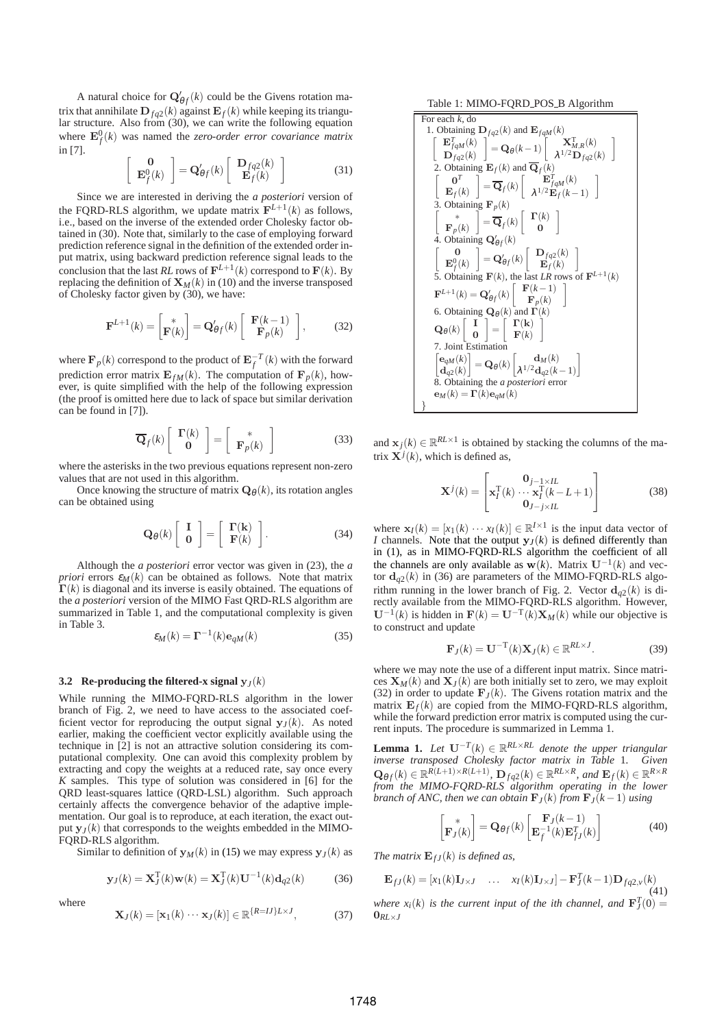A natural choice for $\mathbf{Q}'_{\theta f}(k)$ could be the Givens rotation matrix that annihilate $\mathbf{D}_{fq2}(k)$ against $\mathbf{E}_f(k)$ while keeping its triangular structure. Also from (30), we can write the following equation where $\mathbf{E}^0_f(k)$ was named the *zero-order error covariance matrix* in [7].

$$\begin{bmatrix} \mathbf{0} \\ \mathbf{E}^0_f(k) \end{bmatrix} = \mathbf{Q}'_{\theta f}(k) \begin{bmatrix} \mathbf{D}_{fq2}(k) \\ \mathbf{E}_f(k) \end{bmatrix} \tag{31}$$

Since we are interested in deriving the *a posteriori* version of the FQRD-RLS algorithm, we update matrix $\mathbf{F}^{L+1}(k)$ as follows, i.e., based on the inverse of the extended order Cholesky factor obtained in (30). Note that, similarly to the case of employing forward prediction reference signal in the definition of the extended order input matrix, using backward prediction reference signal leads to the conclusion that the last $RL$ rows of $\mathbf{F}^{L+1}(k)$ correspond to $\mathbf{F}(k)$. By replacing the definition of $\mathbf{X}_M(k)$ in (10) and the inverse transposed of Cholesky factor given by (30), we have:

$$\mathbf{F}^{L+1}(k) = \begin{bmatrix} * \\ \mathbf{F}(k) \end{bmatrix} = \mathbf{Q}'_{\theta f}(k) \begin{bmatrix} \mathbf{F}(k-1) \\ \mathbf{F}_p(k) \end{bmatrix}, \tag{32}$$

where $\mathbf{F}_p(k)$ correspond to the product of $\mathbf{E}^{-T}_f(k)$ with the forward prediction error matrix $\mathbf{E}_{fM}(k)$. The computation of $\mathbf{F}_p(k)$, however, is quite simplified with the help of the following expression (the proof is omitted here due to lack of space but similar derivation can be found in [7]).

$$\overline{\mathbf{Q}}_f(k) \begin{bmatrix} \mathbf{\Gamma}(k) \\ \mathbf{0} \end{bmatrix} = \begin{bmatrix} * \\ \mathbf{F}_p(k) \end{bmatrix} \tag{33}$$

where the asterisks in the two previous equations represent non-zero values that are not used in this algorithm.

Once knowing the structure of matrix $\mathbf{Q}_\theta(k)$, its rotation angles can be obtained using

$$\mathbf{Q}_\theta(k) \begin{bmatrix} \mathbf{I} \\ \mathbf{0} \end{bmatrix} = \begin{bmatrix} \mathbf{\Gamma}(\mathbf{k}) \\ \mathbf{F}(k) \end{bmatrix}. \tag{34}$$

Although the *a posteriori* error vector was given in (23), the *a priori* errors $\varepsilon_M(k)$ can be obtained as follows. Note that matrix $\mathbf{\Gamma}(k)$ is diagonal and its inverse is easily obtained. The equations of the *a posteriori* version of the MIMO Fast QRD-RLS algorithm are summarized in Table 1, and the computational complexity is given in Table 3.

$$\varepsilon_M(k) = \mathbf{\Gamma}^{-1}(k)\mathbf{e}_{qM}(k) \tag{35}$$

### 3.2 Re-producing the filtered-x signal $\mathbf{y}_J(k)$

While running the MIMO-FQRD-RLS algorithm in the lower branch of Fig. 2, we need to have access to the associated coefficient vector for reproducing the output signal $\mathbf{y}_J(k)$. As noted earlier, making the coefficient vector explicitly available using the technique in [2] is not an attractive solution considering its computational complexity. One can avoid this complexity problem by extracting and copy the weights at a reduced rate, say once every $K$ samples. This type of solution was considered in [6] for the QRD least-squares lattice (QRD-LSL) algorithm. Such approach certainly affects the convergence behavior of the adaptive implementation. Our goal is to reproduce, at each iteration, the exact output $\mathbf{y}_J(k)$ that corresponds to the weights embedded in the MIMO-FQRD-RLS algorithm.

Similar to definition of $\mathbf{y}_M(k)$ in (15) we may express $\mathbf{y}_J(k)$ as

$$\mathbf{y}_J(k) = \mathbf{X}^{\mathrm{T}}_J(k)\mathbf{w}(k) = \mathbf{X}^{\mathrm{T}}_J(k)\mathbf{U}^{-1}(k)\mathbf{d}_{q2}(k) \tag{36}$$

where

$$\mathbf{X}_J(k) = [\mathbf{x}_1(k) \cdots \mathbf{x}_J(k)] \in \mathbb{R}^{\{R=IJ\}L\times J}, \tag{37}$$

**Table 1: MIMO-FQRD_POS_B Algorithm**

For each $k$, do

1. Obtaining $\mathbf{D}_{fq2}(k)$ and $\mathbf{E}_{fqM}(k)$
$$\begin{bmatrix} \mathbf{E}^T_{fqM}(k) \\ \mathbf{D}_{fq2}(k) \end{bmatrix} = \mathbf{Q}_\theta(k-1) \begin{bmatrix} \mathbf{X}^{\mathrm{T}}_{M,R}(k) \\ \lambda^{1/2}\mathbf{D}_{fq2}(k) \end{bmatrix}$$
2. Obtaining $\mathbf{E}_f(k)$ and $\overline{\mathbf{Q}}_f(k)$
$$\begin{bmatrix} \mathbf{0}^T \\ \mathbf{E}_f(k) \end{bmatrix} = \overline{\mathbf{Q}}_f(k) \begin{bmatrix} \mathbf{E}^T_{fqM}(k) \\ \lambda^{1/2}\mathbf{E}_f(k-1) \end{bmatrix}$$
3. Obtaining $\mathbf{F}_p(k)$
$$\begin{bmatrix} * \\ \mathbf{F}_p(k) \end{bmatrix} = \overline{\mathbf{Q}}_f(k) \begin{bmatrix} \mathbf{\Gamma}(k) \\ \mathbf{0} \end{bmatrix}$$
4. Obtaining $\mathbf{Q}'_{\theta f}(k)$
$$\begin{bmatrix} \mathbf{0} \\ \mathbf{E}^0_f(k) \end{bmatrix} = \mathbf{Q}'_{\theta f}(k) \begin{bmatrix} \mathbf{D}_{fq2}(k) \\ \mathbf{E}_f(k) \end{bmatrix}$$
5. Obtaining $\mathbf{F}(k)$, the last $LR$ rows of $\mathbf{F}^{L+1}(k)$
$$\mathbf{F}^{L+1}(k) = \mathbf{Q}'_{\theta f}(k) \begin{bmatrix} \mathbf{F}(k-1) \\ \mathbf{F}_p(k) \end{bmatrix}$$
6. Obtaining $\mathbf{Q}_\theta(k)$ and $\mathbf{\Gamma}(k)$
$$\mathbf{Q}_\theta(k) \begin{bmatrix} \mathbf{I} \\ \mathbf{0} \end{bmatrix} = \begin{bmatrix} \mathbf{\Gamma}(\mathbf{k}) \\ \mathbf{F}(k) \end{bmatrix}$$
7. Joint Estimation
$$\begin{bmatrix} \mathbf{e}_{qM}(k) \\ \mathbf{d}_{q2}(k) \end{bmatrix} = \mathbf{Q}_\theta(k) \begin{bmatrix} \mathbf{d}_M(k) \\ \lambda^{1/2}\mathbf{d}_{q2}(k-1) \end{bmatrix}$$
8. Obtaining the *a posteriori* error
$$\mathbf{e}_M(k) = \mathbf{\Gamma}(k)\mathbf{e}_{qM}(k)$$

}

and $\mathbf{x}_j(k) \in \mathbb{R}^{RL\times 1}$ is obtained by stacking the columns of the matrix $\mathbf{X}^j(k)$, which is defined as,

$$\mathbf{X}^j(k) = \begin{bmatrix} \mathbf{0}_{j-1\times IL} \\ \mathbf{x}^{\mathrm{T}}_I(k) \cdots \mathbf{x}^{\mathrm{T}}_I(k-L+1) \\ \mathbf{0}_{J-j\times IL} \end{bmatrix} \tag{38}$$

where $\mathbf{x}_I(k) = [x_1(k) \cdots x_I(k)] \in \mathbb{R}^{I\times 1}$ is the input data vector of $I$ channels. Note that the output $\mathbf{y}_J(k)$ is defined differently than in (1), as in MIMO-FQRD-RLS algorithm the coefficient of all the channels are only available as $\mathbf{w}(k)$. Matrix $\mathbf{U}^{-1}(k)$ and vector $\mathbf{d}_{q2}(k)$ in (36) are parameters of the MIMO-FQRD-RLS algorithm running in the lower branch of Fig. 2. Vector $\mathbf{d}_{q2}(k)$ is directly available from the MIMO-FQRD-RLS algorithm. However, $\mathbf{U}^{-1}(k)$ is hidden in $\mathbf{F}(k) = \mathbf{U}^{-\mathrm{T}}(k)\mathbf{X}_M(k)$ while our objective is to construct and update

$$\mathbf{F}_J(k) = \mathbf{U}^{-\mathrm{T}}(k)\mathbf{X}_J(k) \in \mathbb{R}^{RL\times J}. \tag{39}$$

where we may note the use of a different input matrix. Since matrices $\mathbf{X}_M(k)$ and $\mathbf{X}_J(k)$ are both initially set to zero, we may exploit (32) in order to update $\mathbf{F}_J(k)$. The Givens rotation matrix and the matrix $\mathbf{E}_f(k)$ are copied from the MIMO-FQRD-RLS algorithm, while the forward prediction error matrix is computed using the current inputs. The procedure is summarized in Lemma 1.

**Lemma 1.** *Let $\mathbf{U}^{-T}(k) \in \mathbb{R}^{RL\times RL}$ denote the upper triangular inverse transposed Cholesky factor matrix in Table 1. Given $\mathbf{Q}_{\theta f}(k) \in \mathbb{R}^{R(L+1)\times R(L+1)}$, $\mathbf{D}_{fq2}(k) \in \mathbb{R}^{RL\times R}$, and $\mathbf{E}_f(k) \in \mathbb{R}^{R\times R}$ from the MIMO-FQRD-RLS algorithm operating in the lower branch of ANC, then we can obtain $\mathbf{F}_J(k)$ from $\mathbf{F}_J(k-1)$ using*

$$\begin{bmatrix} * \\ \mathbf{F}_J(k) \end{bmatrix} = \mathbf{Q}_{\theta f}(k) \begin{bmatrix} \mathbf{F}_J(k-1) \\ \mathbf{E}^{-1}_f(k)\mathbf{E}^T_{fJ}(k) \end{bmatrix} \tag{40}$$

*The matrix $\mathbf{E}_{fJ}(k)$ is defined as,*

$$\mathbf{E}_{fJ}(k) = [x_1(k)\mathbf{I}_{J\times J} \quad \ldots \quad x_I(k)\mathbf{I}_{J\times J}] - \mathbf{F}^T_J(k-1)\mathbf{D}_{fq2,v}(k) \tag{41}$$

*where $x_i(k)$ is the current input of the ith channel, and $\mathbf{F}^T_J(0) = \mathbf{0}_{RL\times J}$*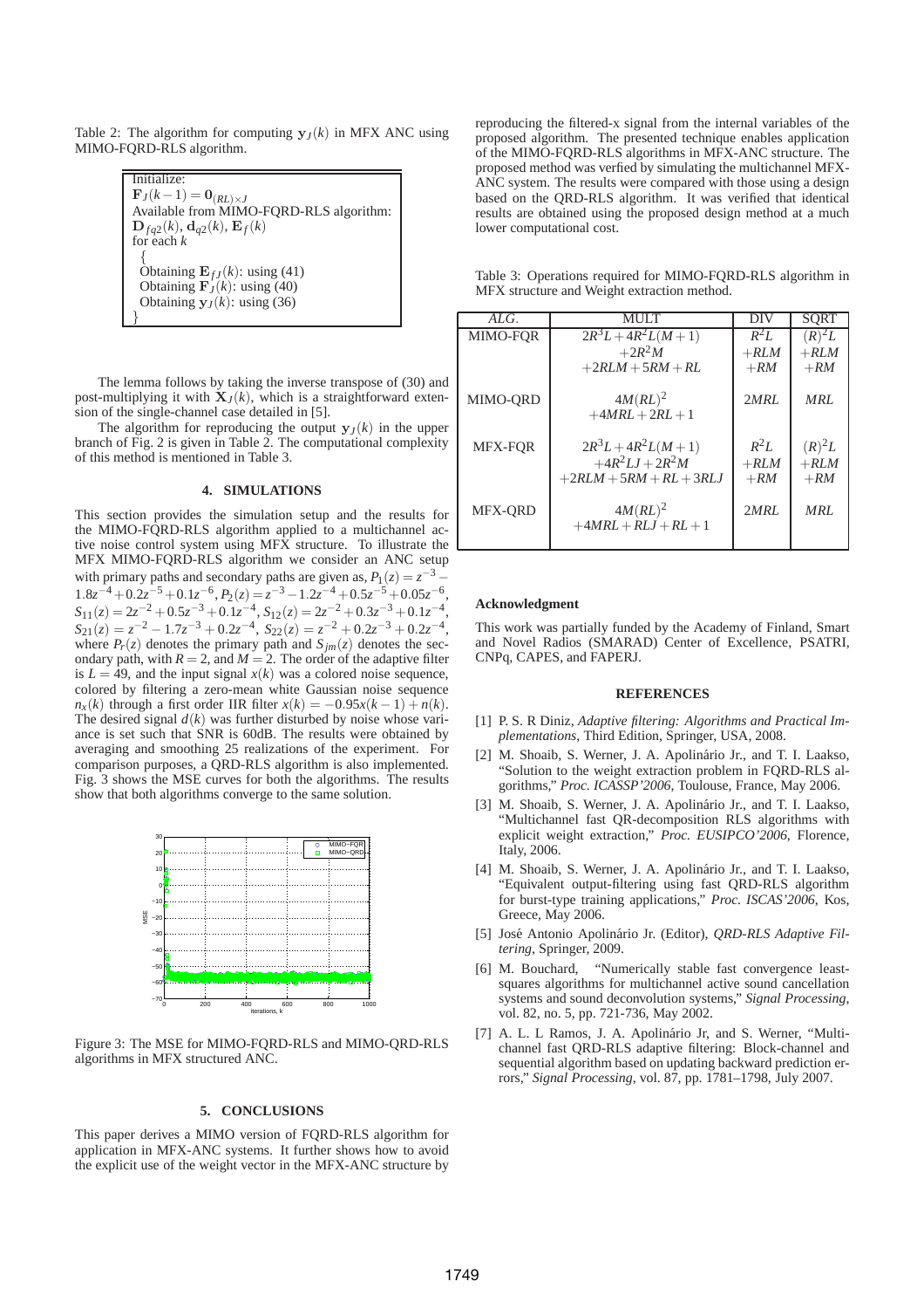Table 2: The algorithm for computing $\mathbf{y}_J(k)$ in MFX ANC using MIMO-FQRD-RLS algorithm.

```
Initialize:
F_J(k-1) = 0_{(RL)×J}
Available from MIMO-FQRD-RLS algorithm:
D_{fq2}(k), d_{q2}(k), E_f(k)
for each k
 {
 Obtaining E_{fJ}(k): using (41)
 Obtaining F_J(k): using (40)
 Obtaining y_J(k): using (36)
}
```

The lemma follows by taking the inverse transpose of (30) and post-multiplying it with $\mathbf{X}_J(k)$, which is a straightforward extension of the single-channel case detailed in [5].

The algorithm for reproducing the output $\mathbf{y}_J(k)$ in the upper branch of Fig. 2 is given in Table 2. The computational complexity of this method is mentioned in Table 3.

## 4. SIMULATIONS

This section provides the simulation setup and the results for the MIMO-FQRD-RLS algorithm applied to a multichannel active noise control system using MFX structure. To illustrate the MFX MIMO-FQRD-RLS algorithm we consider an ANC setup with primary paths and secondary paths are given as, $P_1(z) = z^{-3} - 1.8z^{-4} + 0.2z^{-5} + 0.1z^{-6}$, $P_2(z) = z^{-3} - 1.2z^{-4} + 0.5z^{-5} + 0.05z^{-6}$, $S_{11}(z) = 2z^{-2} + 0.5z^{-3} + 0.1z^{-4}$, $S_{12}(z) = 2z^{-2} + 0.3z^{-3} + 0.1z^{-4}$, $S_{21}(z) = z^{-2} - 1.7z^{-3} + 0.2z^{-4}$, $S_{22}(z) = z^{-2} + 0.2z^{-3} + 0.2z^{-4}$, where $P_r(z)$ denotes the primary path and $S_{jm}(z)$ denotes the secondary path, with $R = 2$, and $M = 2$. The order of the adaptive filter is $L = 49$, and the input signal $x(k)$ was a colored noise sequence, colored by filtering a zero-mean white Gaussian noise sequence $n_x(k)$ through a first order IIR filter $x(k) = -0.95x(k-1) + n(k)$. The desired signal $d(k)$ was further disturbed by noise whose variance is set such that SNR is 60dB. The results were obtained by averaging and smoothing 25 realizations of the experiment. For comparison purposes, a QRD-RLS algorithm is also implemented. Fig. 3 shows the MSE curves for both the algorithms. The results show that both algorithms converge to the same solution.

MIMO−FQR
MIMO−QRD
MSE
Iterations, k
30
20
10
0
−10
−20
−30
−40
−50
−60
−70
0
200
400
600
800
1000

Figure 3: The MSE for MIMO-FQRD-RLS and MIMO-QRD-RLS algorithms in MFX structured ANC.

## 5. CONCLUSIONS

This paper derives a MIMO version of FQRD-RLS algorithm for application in MFX-ANC systems. It further shows how to avoid the explicit use of the weight vector in the MFX-ANC structure by reproducing the filtered-x signal from the internal variables of the proposed algorithm. The presented technique enables application of the MIMO-FQRD-RLS algorithms in MFX-ANC structure. The proposed method was verfied by simulating the multichannel MFX-ANC system. The results were compared with those using a design based on the QRD-RLS algorithm. It was verified that identical results are obtained using the proposed design method at a much lower computational cost.

Table 3: Operations required for MIMO-FQRD-RLS algorithm in MFX structure and Weight extraction method.

| ALG. | MULT | DIV | SQRT |
|---|---|---|---|
| MIMO-FQR | $2R^3L + 4R^2L(M+1)$ $+2R^2M$ $+2RLM + 5RM + RL$ | $R^2L$ $+RLM$ $+RM$ | $(R)^2L$ $+RLM$ $+RM$ |
| MIMO-QRD | $4M(RL)^2$ $+4MRL + 2RL + 1$ | $2MRL$ | $MRL$ |
| MFX-FQR | $2R^3L + 4R^2L(M+1)$ $+4R^2LJ + 2R^2M$ $+2RLM + 5RM + RL + 3RLJ$ | $R^2L$ $+RLM$ $+RM$ | $(R)^2L$ $+RLM$ $+RM$ |
| MFX-QRD | $4M(RL)^2$ $+4MRL + RLJ + RL + 1$ | $2MRL$ | $MRL$ |

### Acknowledgment

This work was partially funded by the Academy of Finland, Smart and Novel Radios (SMARAD) Center of Excellence, PSATRI, CNPq, CAPES, and FAPERJ.

## REFERENCES

[1] P. S. R Diniz, *Adaptive filtering: Algorithms and Practical Implementations*, Third Edition, Springer, USA, 2008.

[2] M. Shoaib, S. Werner, J. A. Apolinário Jr., and T. I. Laakso, "Solution to the weight extraction problem in FQRD-RLS algorithms," *Proc. ICASSP'2006*, Toulouse, France, May 2006.

[3] M. Shoaib, S. Werner, J. A. Apolinário Jr., and T. I. Laakso, "Multichannel fast QR-decomposition RLS algorithms with explicit weight extraction," *Proc. EUSIPCO'2006*, Florence, Italy, 2006.

[4] M. Shoaib, S. Werner, J. A. Apolinário Jr., and T. I. Laakso, "Equivalent output-filtering using fast QRD-RLS algorithm for burst-type training applications," *Proc. ISCAS'2006*, Kos, Greece, May 2006.

[5] José Antonio Apolinário Jr. (Editor), *QRD-RLS Adaptive Filtering*, Springer, 2009.

[6] M. Bouchard, "Numerically stable fast convergence least-squares algorithms for multichannel active sound cancellation systems and sound deconvolution systems," *Signal Processing*, vol. 82, no. 5, pp. 721-736, May 2002.

[7] A. L. L Ramos, J. A. Apolinário Jr, and S. Werner, "Multichannel fast QRD-RLS adaptive filtering: Block-channel and sequential algorithm based on updating backward prediction errors," *Signal Processing*, vol. 87, pp. 1781–1798, July 2007.